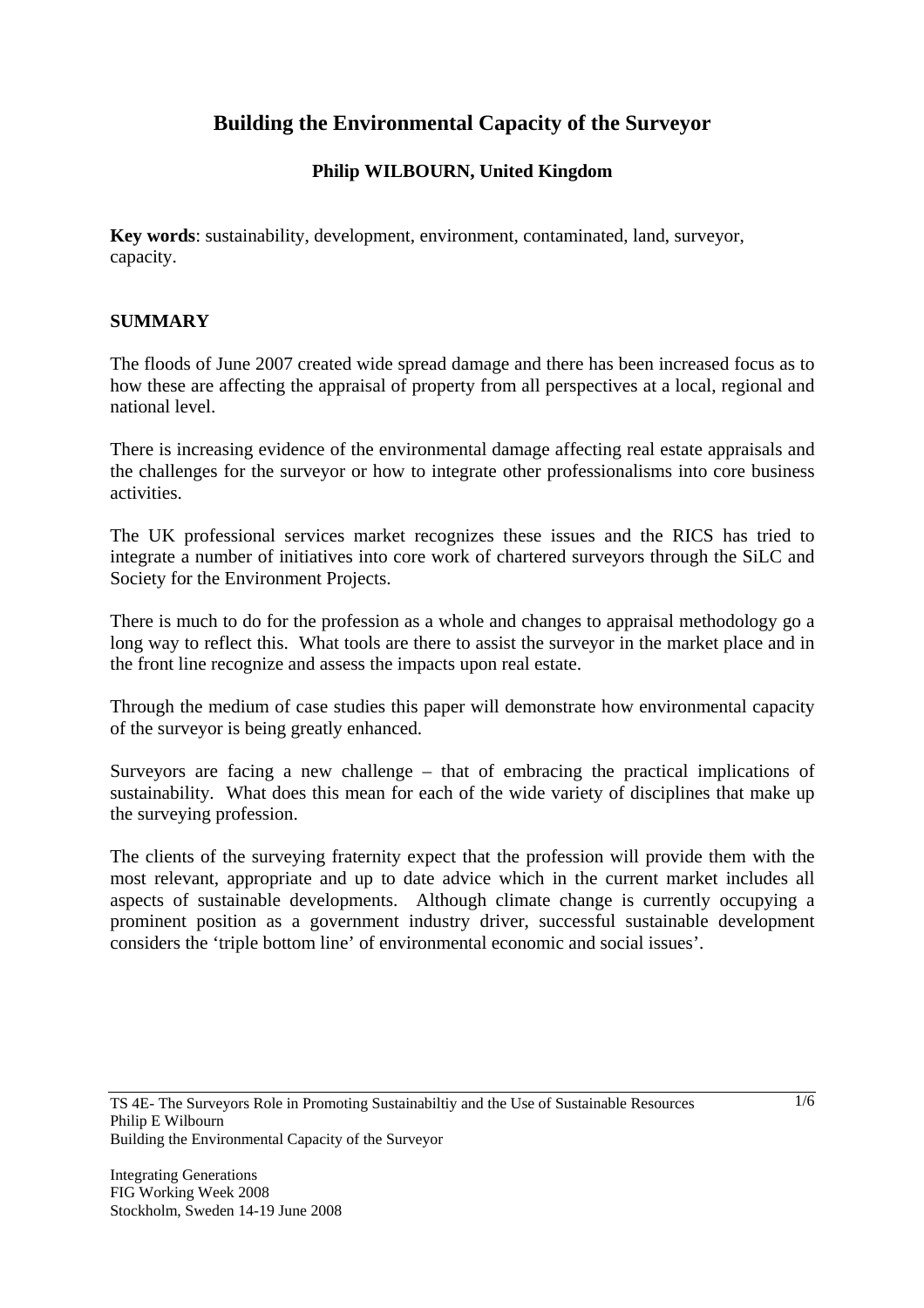# Building the Environmental Capacity of the Surveyor

**Philip WILBOURN, United Kingdom**

**Key words**: sustainability, development, environment, contaminated, land, surveyor, capacity.

## SUMMARY

The floods of June 2007 created wide spread damage and there has been increased focus as to how these are affecting the appraisal of property from all perspectives at a local, regional and national level.

There is increasing evidence of the environmental damage affecting real estate appraisals and the challenges for the surveyor or how to integrate other professionalisms into core business activities.

The UK professional services market recognizes these issues and the RICS has tried to integrate a number of initiatives into core work of chartered surveyors through the SiLC and Society for the Environment Projects.

There is much to do for the profession as a whole and changes to appraisal methodology go a long way to reflect this. What tools are there to assist the surveyor in the market place and in the front line recognize and assess the impacts upon real estate.

Through the medium of case studies this paper will demonstrate how environmental capacity of the surveyor is being greatly enhanced.

Surveyors are facing a new challenge – that of embracing the practical implications of sustainability. What does this mean for each of the wide variety of disciplines that make up the surveying profession.

The clients of the surveying fraternity expect that the profession will provide them with the most relevant, appropriate and up to date advice which in the current market includes all aspects of sustainable developments. Although climate change is currently occupying a prominent position as a government industry driver, successful sustainable development considers the 'triple bottom line' of environmental economic and social issues'.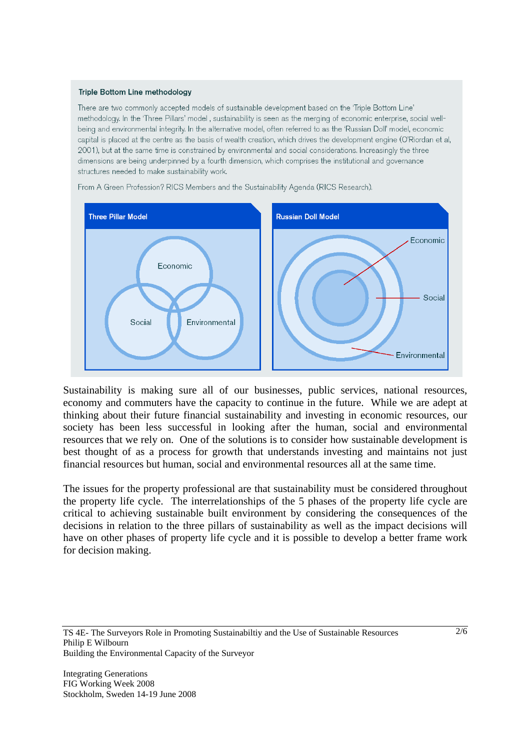**Triple Bottom Line methodology**

There are two commonly accepted models of sustainable development based on the 'Triple Bottom Line' methodology. In the 'Three Pillars' model , sustainability is seen as the merging of economic enterprise, social well-being and environmental integrity. In the alternative model, often referred to as the 'Russian Doll' model, economic capital is placed at the centre as the basis of wealth creation, which drives the development engine (O'Riordan et al, 2001), but at the same time is constrained by environmental and social considerations. Increasingly the three dimensions are being underpinned by a fourth dimension, which comprises the institutional and governance structures needed to make sustainability work.

From A Green Profession? RICS Members and the Sustainability Agenda (RICS Research).

**Three Pillar Model**

Economic

Social

Environmental

**Russian Doll Model**

Economic

Social

Environmental

Sustainability is making sure all of our businesses, public services, national resources, economy and commuters have the capacity to continue in the future. While we are adept at thinking about their future financial sustainability and investing in economic resources, our society has been less successful in looking after the human, social and environmental resources that we rely on. One of the solutions is to consider how sustainable development is best thought of as a process for growth that understands investing and maintains not just financial resources but human, social and environmental resources all at the same time.

The issues for the property professional are that sustainability must be considered throughout the property life cycle. The interrelationships of the 5 phases of the property life cycle are critical to achieving sustainable built environment by considering the consequences of the decisions in relation to the three pillars of sustainability as well as the impact decisions will have on other phases of property life cycle and it is possible to develop a better frame work for decision making.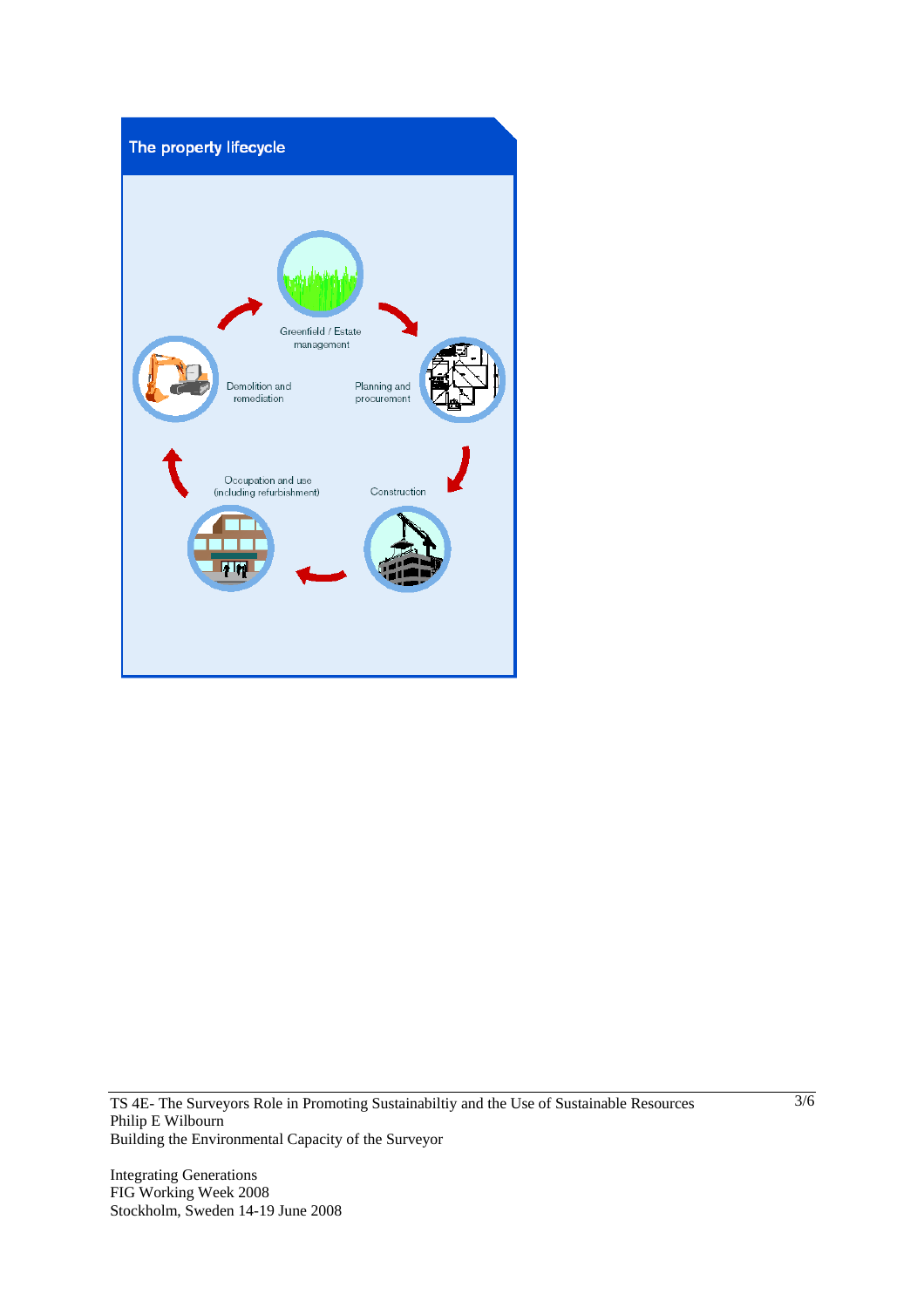**The property lifecycle**

Greenfield / Estate management

Planning and procurement

Construction

Occupation and use (including refurbishment)

Demolition and remediation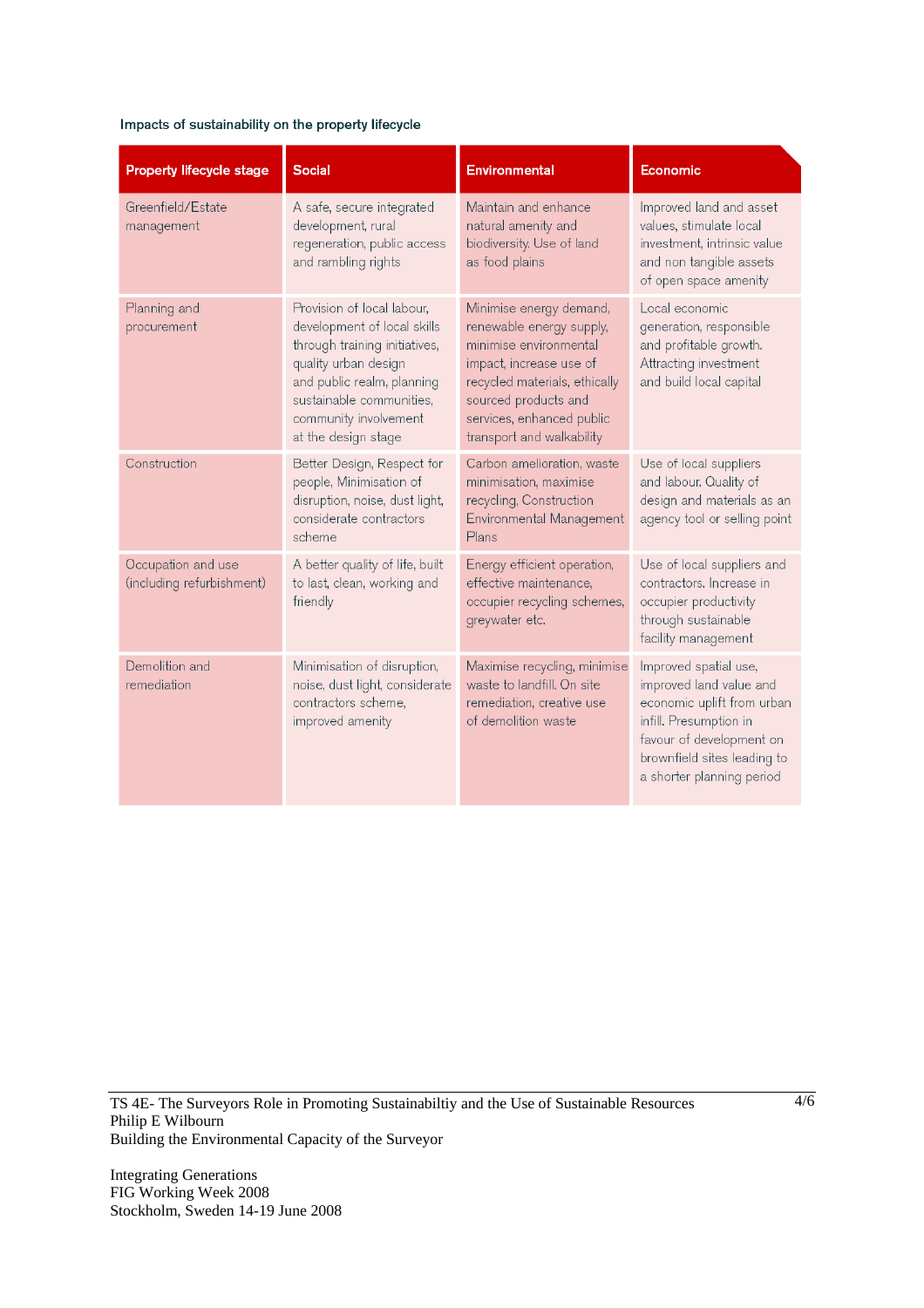Impacts of sustainability on the property lifecycle

| Property lifecycle stage | Social | Environmental | Economic |
|---|---|---|---|
| Greenfield/Estate management | A safe, secure integrated development, rural regeneration, public access and rambling rights | Maintain and enhance natural amenity and biodiversity. Use of land as food plains | Improved land and asset values, stimulate local investment, intrinsic value and non tangible assets of open space amenity |
| Planning and procurement | Provision of local labour, development of local skills through training initiatives, quality urban design and public realm, planning sustainable communities, community involvement at the design stage | Minimise energy demand, renewable energy supply, minimise environmental impact, increase use of recycled materials, ethically sourced products and services, enhanced public transport and walkability | Local economic generation, responsible and profitable growth. Attracting investment and build local capital |
| Construction | Better Design, Respect for people, Minimisation of disruption, noise, dust light, considerate contractors scheme | Carbon amelioration, waste minimisation, maximise recycling, Construction Environmental Management Plans | Use of local suppliers and labour. Quality of design and materials as an agency tool or selling point |
| Occupation and use (including refurbishment) | A better quality of life, built to last, clean, working and friendly | Energy efficient operation, effective maintenance, occupier recycling schemes, greywater etc. | Use of local suppliers and contractors. Increase in occupier productivity through sustainable facility management |
| Demolition and remediation | Minimisation of disruption, noise, dust light, considerate contractors scheme, improved amenity | Maximise recycling, minimise waste to landfill. On site remediation, creative use of demolition waste | Improved spatial use, improved land value and economic uplift from urban infill. Presumption in favour of development on brownfield sites leading to a shorter planning period |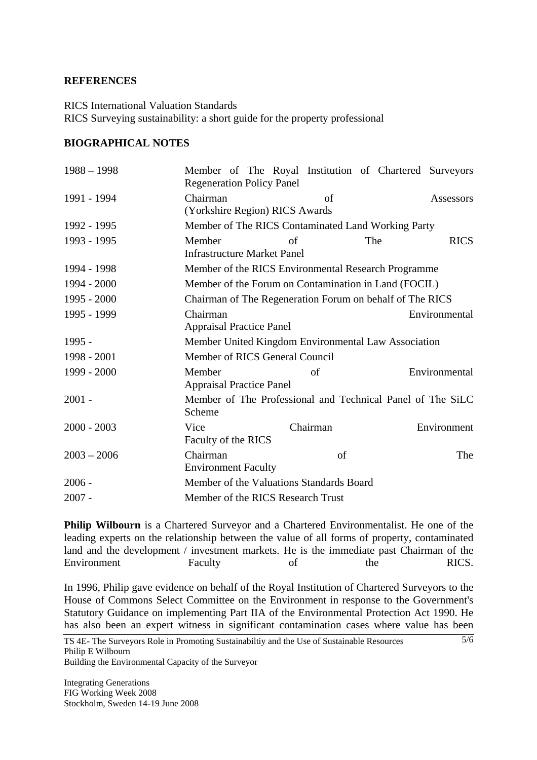**REFERENCES**

RICS International Valuation Standards
RICS Surveying sustainability: a short guide for the property professional

**BIOGRAPHICAL NOTES**

| | |
|---|---|
| 1988 – 1998 | Member of The Royal Institution of Chartered Surveyors Regeneration Policy Panel |
| 1991 - 1994 | Chairman of Assessors (Yorkshire Region) RICS Awards |
| 1992 - 1995 | Member of The RICS Contaminated Land Working Party |
| 1993 - 1995 | Member of The RICS Infrastructure Market Panel |
| 1994 - 1998 | Member of the RICS Environmental Research Programme |
| 1994 - 2000 | Member of the Forum on Contamination in Land (FOCIL) |
| 1995 - 2000 | Chairman of The Regeneration Forum on behalf of The RICS |
| 1995 - 1999 | Chairman Environmental Appraisal Practice Panel |
| 1995 - | Member United Kingdom Environmental Law Association |
| 1998 - 2001 | Member of RICS General Council |
| 1999 - 2000 | Member of Environmental Appraisal Practice Panel |
| 2001 - | Member of The Professional and Technical Panel of The SiLC Scheme |
| 2000 - 2003 | Vice Chairman Environment Faculty of the RICS |
| 2003 – 2006 | Chairman of The Environment Faculty |
| 2006 - | Member of the Valuations Standards Board |
| 2007 - | Member of the RICS Research Trust |

**Philip Wilbourn** is a Chartered Surveyor and a Chartered Environmentalist. He one of the leading experts on the relationship between the value of all forms of property, contaminated land and the development / investment markets. He is the immediate past Chairman of the Environment Faculty of the RICS.

In 1996, Philip gave evidence on behalf of the Royal Institution of Chartered Surveyors to the House of Commons Select Committee on the Environment in response to the Government's Statutory Guidance on implementing Part IIA of the Environmental Protection Act 1990. He has also been an expert witness in significant contamination cases where value has been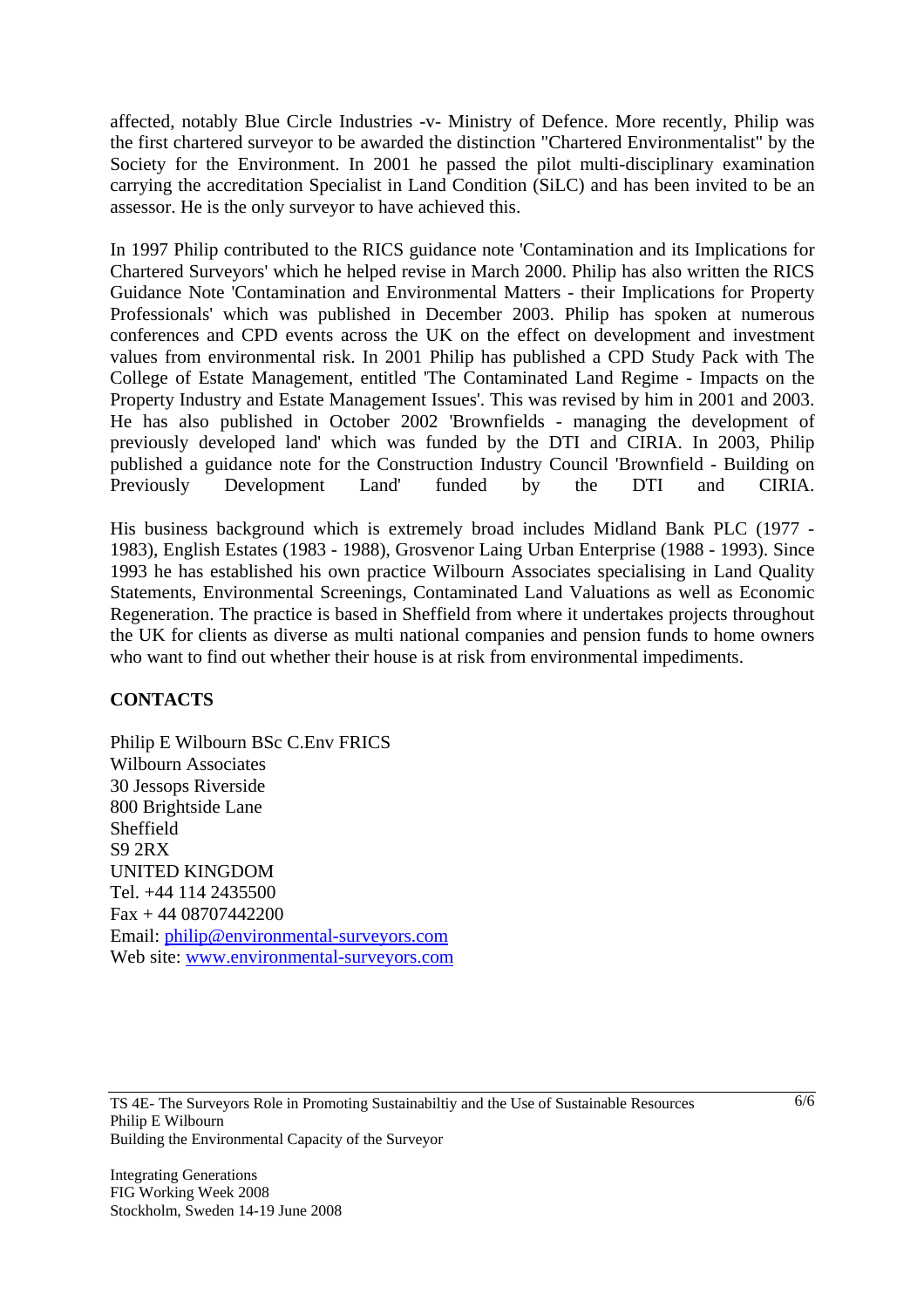affected, notably Blue Circle Industries -v- Ministry of Defence. More recently, Philip was the first chartered surveyor to be awarded the distinction "Chartered Environmentalist" by the Society for the Environment. In 2001 he passed the pilot multi-disciplinary examination carrying the accreditation Specialist in Land Condition (SiLC) and has been invited to be an assessor. He is the only surveyor to have achieved this.

In 1997 Philip contributed to the RICS guidance note 'Contamination and its Implications for Chartered Surveyors' which he helped revise in March 2000. Philip has also written the RICS Guidance Note 'Contamination and Environmental Matters - their Implications for Property Professionals' which was published in December 2003. Philip has spoken at numerous conferences and CPD events across the UK on the effect on development and investment values from environmental risk. In 2001 Philip has published a CPD Study Pack with The College of Estate Management, entitled 'The Contaminated Land Regime - Impacts on the Property Industry and Estate Management Issues'. This was revised by him in 2001 and 2003. He has also published in October 2002 'Brownfields - managing the development of previously developed land' which was funded by the DTI and CIRIA. In 2003, Philip published a guidance note for the Construction Industry Council 'Brownfield - Building on Previously Development Land' funded by the DTI and CIRIA.

His business background which is extremely broad includes Midland Bank PLC (1977 - 1983), English Estates (1983 - 1988), Grosvenor Laing Urban Enterprise (1988 - 1993). Since 1993 he has established his own practice Wilbourn Associates specialising in Land Quality Statements, Environmental Screenings, Contaminated Land Valuations as well as Economic Regeneration. The practice is based in Sheffield from where it undertakes projects throughout the UK for clients as diverse as multi national companies and pension funds to home owners who want to find out whether their house is at risk from environmental impediments.

**CONTACTS**

Philip E Wilbourn BSc C.Env FRICS
Wilbourn Associates
30 Jessops Riverside
800 Brightside Lane
Sheffield
S9 2RX
UNITED KINGDOM
Tel. +44 114 2435500
Fax + 44 08707442200
Email: philip@environmental-surveyors.com
Web site: www.environmental-surveyors.com